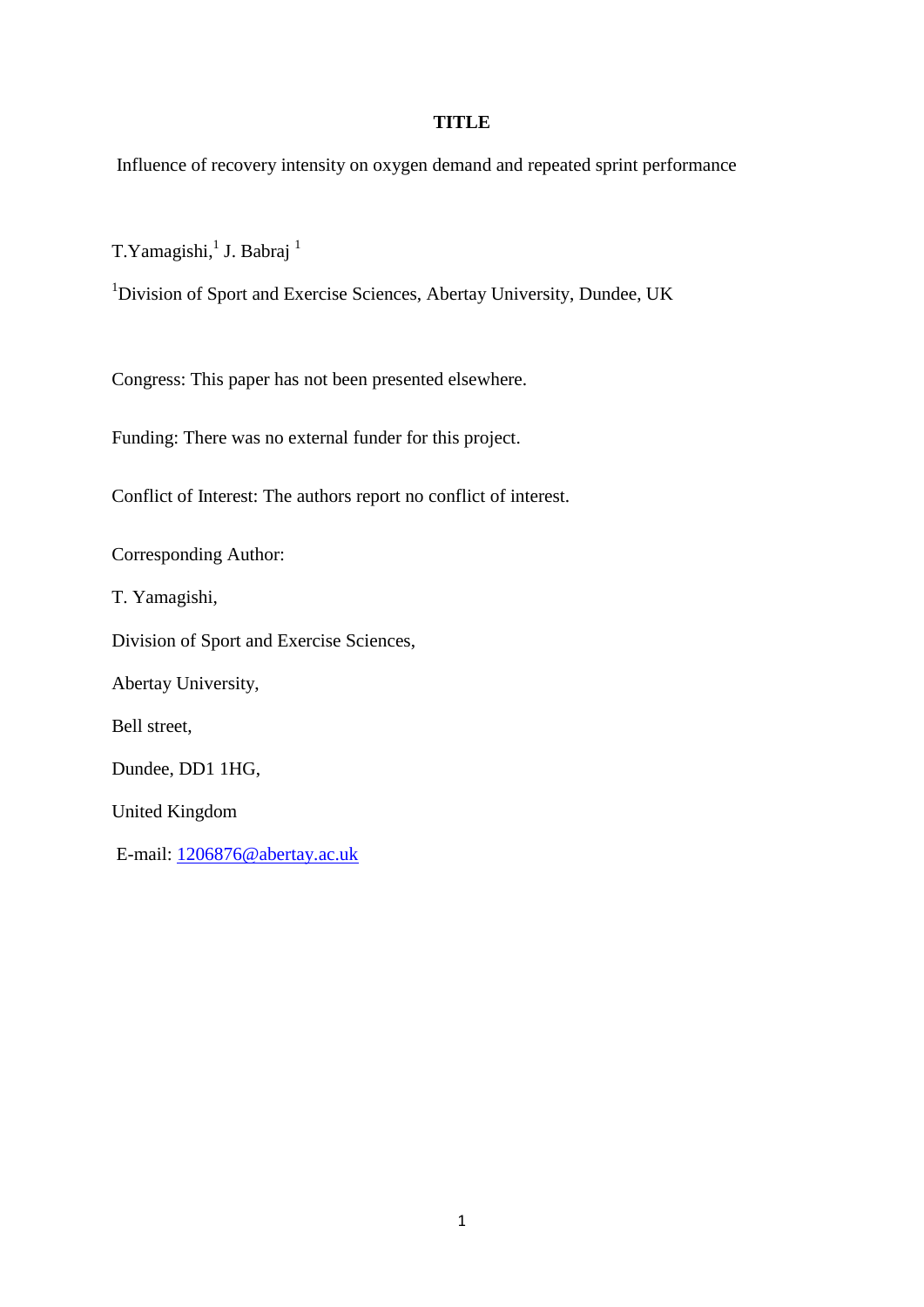**TITLE**

Influence of recovery intensity on oxygen demand and repeated sprint performance

T.Yamagishi,[1] J. Babraj [1]

[1]Division of Sport and Exercise Sciences, Abertay University, Dundee, UK

Congress: This paper has not been presented elsewhere.

Funding: There was no external funder for this project.

Conflict of Interest: The authors report no conflict of interest.

Corresponding Author:

T. Yamagishi,

Division of Sport and Exercise Sciences,

Abertay University,

Bell street,

Dundee, DD1 1HG,

United Kingdom

E-mail: 1206876@abertay.ac.uk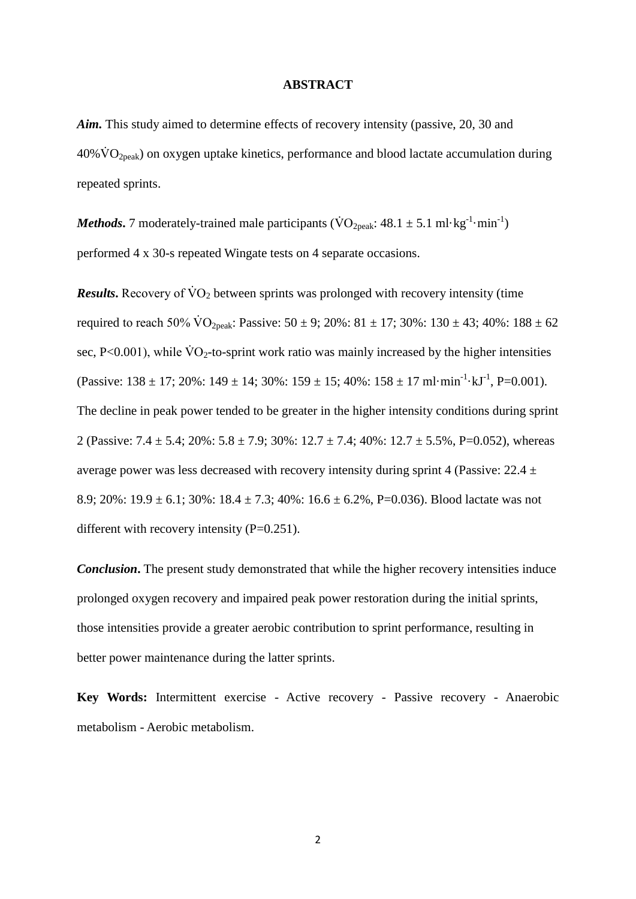# ABSTRACT

***Aim.*** This study aimed to determine effects of recovery intensity (passive, 20, 30 and 40%$\dot{V}O_{2peak}$) on oxygen uptake kinetics, performance and blood lactate accumulation during repeated sprints.

***Methods.*** 7 moderately-trained male participants ($\dot{V}O_{2peak}$: 48.1 ± 5.1 ml·kg$^{-1}$·min$^{-1}$) performed 4 x 30-s repeated Wingate tests on 4 separate occasions.

***Results.*** Recovery of $\dot{V}O_2$ between sprints was prolonged with recovery intensity (time required to reach 50% $\dot{V}O_{2peak}$: Passive: 50 ± 9; 20%: 81 ± 17; 30%: 130 ± 43; 40%: 188 ± 62 sec, P<0.001), while $\dot{V}O_2$-to-sprint work ratio was mainly increased by the higher intensities (Passive: 138 ± 17; 20%: 149 ± 14; 30%: 159 ± 15; 40%: 158 ± 17 ml·min$^{-1}$·kJ$^{-1}$, P=0.001). The decline in peak power tended to be greater in the higher intensity conditions during sprint 2 (Passive: 7.4 ± 5.4; 20%: 5.8 ± 7.9; 30%: 12.7 ± 7.4; 40%: 12.7 ± 5.5%, P=0.052), whereas average power was less decreased with recovery intensity during sprint 4 (Passive: 22.4 ± 8.9; 20%: 19.9 ± 6.1; 30%: 18.4 ± 7.3; 40%: 16.6 ± 6.2%, P=0.036). Blood lactate was not different with recovery intensity (P=0.251).

***Conclusion.*** The present study demonstrated that while the higher recovery intensities induce prolonged oxygen recovery and impaired peak power restoration during the initial sprints, those intensities provide a greater aerobic contribution to sprint performance, resulting in better power maintenance during the latter sprints.

**Key Words:** Intermittent exercise - Active recovery - Passive recovery - Anaerobic metabolism - Aerobic metabolism.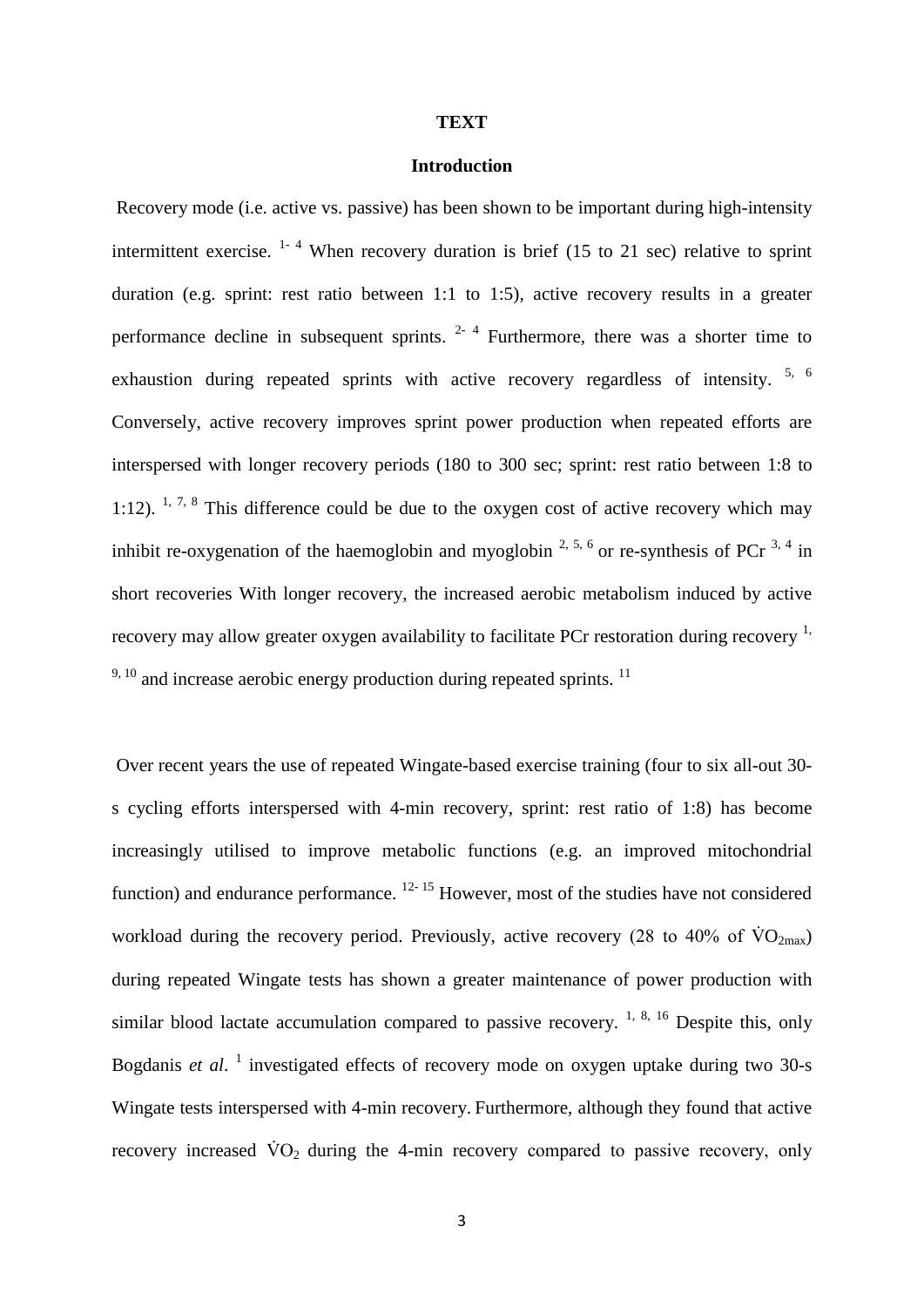**TEXT**

## Introduction

Recovery mode (i.e. active vs. passive) has been shown to be important during high-intensity intermittent exercise. [1-4] When recovery duration is brief (15 to 21 sec) relative to sprint duration (e.g. sprint: rest ratio between 1:1 to 1:5), active recovery results in a greater performance decline in subsequent sprints. [2-4] Furthermore, there was a shorter time to exhaustion during repeated sprints with active recovery regardless of intensity. [5, 6] Conversely, active recovery improves sprint power production when repeated efforts are interspersed with longer recovery periods (180 to 300 sec; sprint: rest ratio between 1:8 to 1:12). [1, 7, 8] This difference could be due to the oxygen cost of active recovery which may inhibit re-oxygenation of the haemoglobin and myoglobin [2, 5, 6] or re-synthesis of PCr [3, 4] in short recoveries With longer recovery, the increased aerobic metabolism induced by active recovery may allow greater oxygen availability to facilitate PCr restoration during recovery [1, 9, 10] and increase aerobic energy production during repeated sprints. [11]

Over recent years the use of repeated Wingate-based exercise training (four to six all-out 30-s cycling efforts interspersed with 4-min recovery, sprint: rest ratio of 1:8) has become increasingly utilised to improve metabolic functions (e.g. an improved mitochondrial function) and endurance performance. [12-15] However, most of the studies have not considered workload during the recovery period. Previously, active recovery (28 to 40% of $\dot{V}O_{2max}$) during repeated Wingate tests has shown a greater maintenance of power production with similar blood lactate accumulation compared to passive recovery. [1, 8, 16] Despite this, only Bogdanis *et al*. [1] investigated effects of recovery mode on oxygen uptake during two 30-s Wingate tests interspersed with 4-min recovery. Furthermore, although they found that active recovery increased $\dot{V}O_2$ during the 4-min recovery compared to passive recovery, only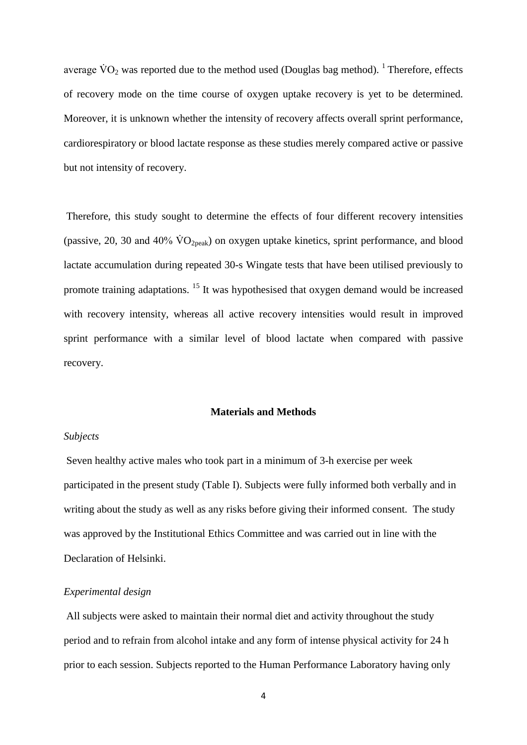average $\dot{V}O_2$ was reported due to the method used (Douglas bag method). [1] Therefore, effects of recovery mode on the time course of oxygen uptake recovery is yet to be determined. Moreover, it is unknown whether the intensity of recovery affects overall sprint performance, cardiorespiratory or blood lactate response as these studies merely compared active or passive but not intensity of recovery.

Therefore, this study sought to determine the effects of four different recovery intensities (passive, 20, 30 and 40% $\dot{V}O_{2peak}$) on oxygen uptake kinetics, sprint performance, and blood lactate accumulation during repeated 30-s Wingate tests that have been utilised previously to promote training adaptations. [15] It was hypothesised that oxygen demand would be increased with recovery intensity, whereas all active recovery intensities would result in improved sprint performance with a similar level of blood lactate when compared with passive recovery.

## Materials and Methods

### *Subjects*

Seven healthy active males who took part in a minimum of 3-h exercise per week participated in the present study (Table I). Subjects were fully informed both verbally and in writing about the study as well as any risks before giving their informed consent. The study was approved by the Institutional Ethics Committee and was carried out in line with the Declaration of Helsinki.

### *Experimental design*

All subjects were asked to maintain their normal diet and activity throughout the study period and to refrain from alcohol intake and any form of intense physical activity for 24 h prior to each session. Subjects reported to the Human Performance Laboratory having only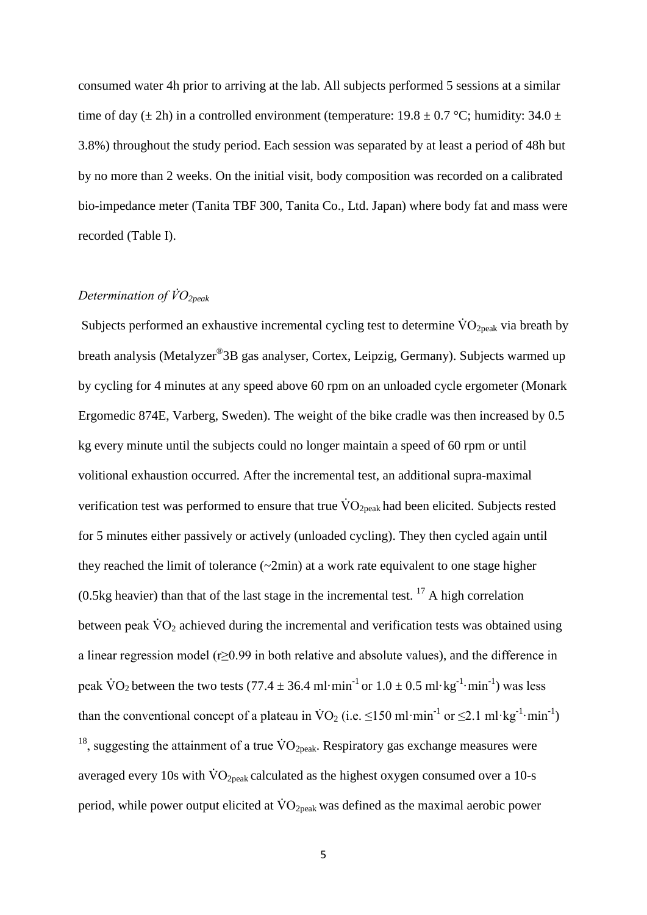consumed water 4h prior to arriving at the lab. All subjects performed 5 sessions at a similar time of day (± 2h) in a controlled environment (temperature: 19.8 ± 0.7 °C; humidity: 34.0 ± 3.8%) throughout the study period. Each session was separated by at least a period of 48h but by no more than 2 weeks. On the initial visit, body composition was recorded on a calibrated bio-impedance meter (Tanita TBF 300, Tanita Co., Ltd. Japan) where body fat and mass were recorded (Table I).

### *Determination of $\dot{V}O_{2peak}$*

Subjects performed an exhaustive incremental cycling test to determine $\dot{V}O_{2peak}$ via breath by breath analysis (Metalyzer®3B gas analyser, Cortex, Leipzig, Germany). Subjects warmed up by cycling for 4 minutes at any speed above 60 rpm on an unloaded cycle ergometer (Monark Ergomedic 874E, Varberg, Sweden). The weight of the bike cradle was then increased by 0.5 kg every minute until the subjects could no longer maintain a speed of 60 rpm or until volitional exhaustion occurred. After the incremental test, an additional supra-maximal verification test was performed to ensure that true $\dot{V}O_{2peak}$ had been elicited. Subjects rested for 5 minutes either passively or actively (unloaded cycling). They then cycled again until they reached the limit of tolerance (~2min) at a work rate equivalent to one stage higher (0.5kg heavier) than that of the last stage in the incremental test. [17] A high correlation between peak $\dot{V}O_2$ achieved during the incremental and verification tests was obtained using a linear regression model ($r \geq 0.99$ in both relative and absolute values), and the difference in peak $\dot{V}O_2$ between the two tests ($77.4 \pm 36.4$ ml·min$^{-1}$ or $1.0 \pm 0.5$ ml·kg$^{-1}$·min$^{-1}$) was less than the conventional concept of a plateau in $\dot{V}O_2$ (i.e. $\leq$150 ml·min$^{-1}$ or $\leq$2.1 ml·kg$^{-1}$·min$^{-1}$) [18], suggesting the attainment of a true $\dot{V}O_{2peak}$. Respiratory gas exchange measures were averaged every 10s with $\dot{V}O_{2peak}$ calculated as the highest oxygen consumed over a 10-s period, while power output elicited at $\dot{V}O_{2peak}$ was defined as the maximal aerobic power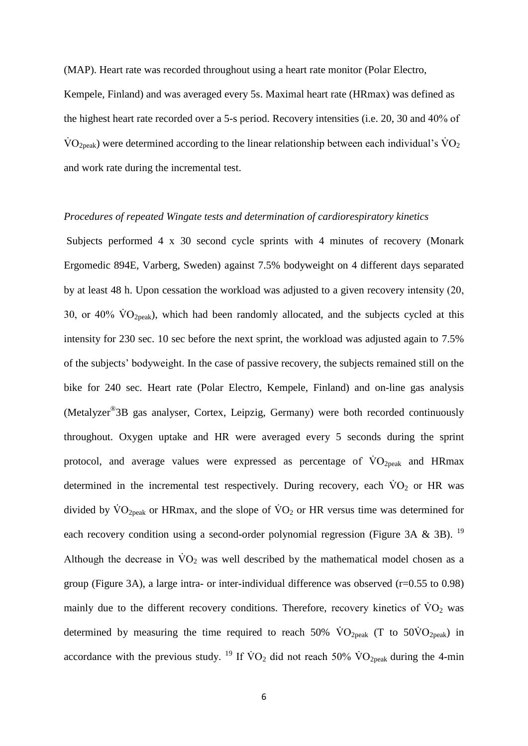(MAP). Heart rate was recorded throughout using a heart rate monitor (Polar Electro, Kempele, Finland) and was averaged every 5s. Maximal heart rate (HRmax) was defined as the highest heart rate recorded over a 5-s period. Recovery intensities (i.e. 20, 30 and 40% of $\dot{V}O_{2peak}$) were determined according to the linear relationship between each individual's $\dot{V}O_2$ and work rate during the incremental test.

*Procedures of repeated Wingate tests and determination of cardiorespiratory kinetics*

Subjects performed 4 x 30 second cycle sprints with 4 minutes of recovery (Monark Ergomedic 894E, Varberg, Sweden) against 7.5% bodyweight on 4 different days separated by at least 48 h. Upon cessation the workload was adjusted to a given recovery intensity (20, 30, or 40% $\dot{V}O_{2peak}$), which had been randomly allocated, and the subjects cycled at this intensity for 230 sec. 10 sec before the next sprint, the workload was adjusted again to 7.5% of the subjects' bodyweight. In the case of passive recovery, the subjects remained still on the bike for 240 sec. Heart rate (Polar Electro, Kempele, Finland) and on-line gas analysis (Metalyzer®3B gas analyser, Cortex, Leipzig, Germany) were both recorded continuously throughout. Oxygen uptake and HR were averaged every 5 seconds during the sprint protocol, and average values were expressed as percentage of $\dot{V}O_{2peak}$ and HRmax determined in the incremental test respectively. During recovery, each $\dot{V}O_2$ or HR was divided by $\dot{V}O_{2peak}$ or HRmax, and the slope of $\dot{V}O_2$ or HR versus time was determined for each recovery condition using a second-order polynomial regression (Figure 3A & 3B). [19] Although the decrease in $\dot{V}O_2$ was well described by the mathematical model chosen as a group (Figure 3A), a large intra- or inter-individual difference was observed (r=0.55 to 0.98) mainly due to the different recovery conditions. Therefore, recovery kinetics of $\dot{V}O_2$ was determined by measuring the time required to reach 50% $\dot{V}O_{2peak}$ (T to 50$\dot{V}O_{2peak}$) in accordance with the previous study. [19] If $\dot{V}O_2$ did not reach 50% $\dot{V}O_{2peak}$ during the 4-min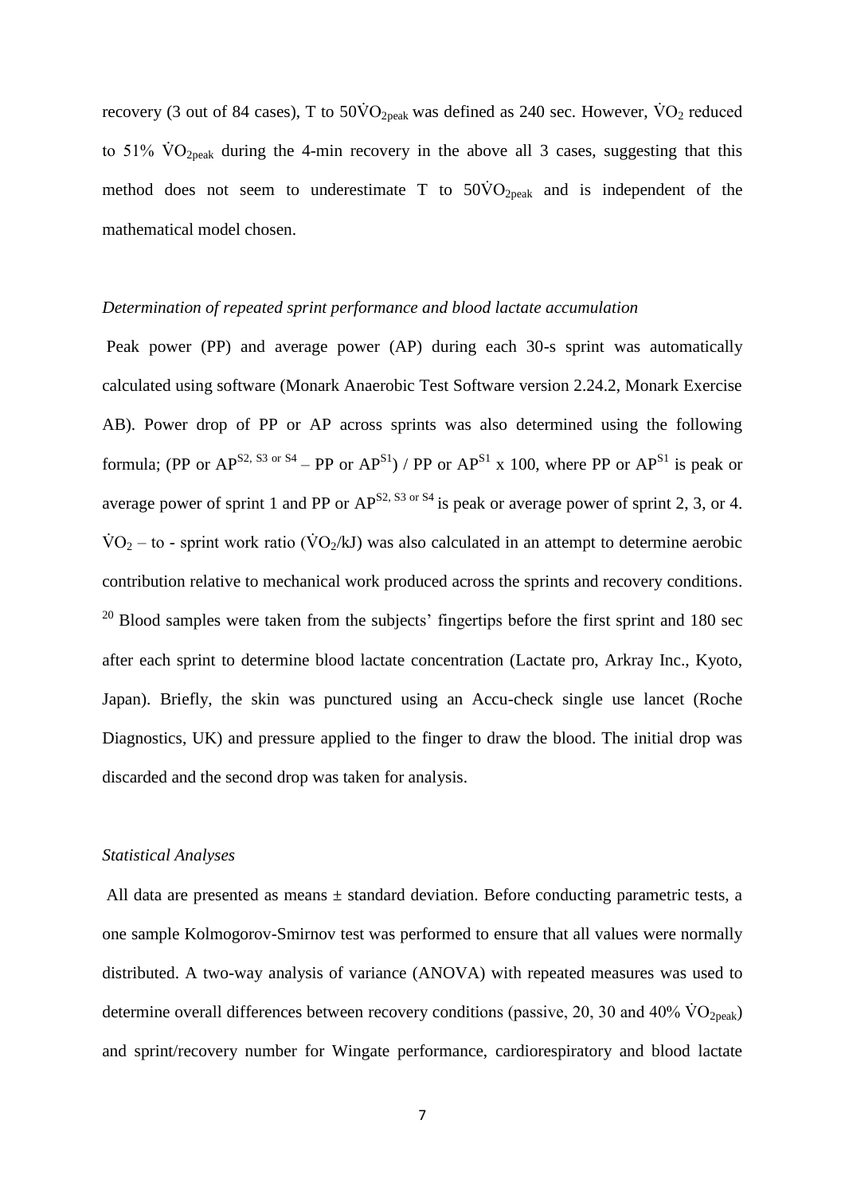recovery (3 out of 84 cases), T to $50\dot{V}O_{2peak}$ was defined as 240 sec. However, $\dot{V}O_2$ reduced to 51% $\dot{V}O_{2peak}$ during the 4-min recovery in the above all 3 cases, suggesting that this method does not seem to underestimate T to $50\dot{V}O_{2peak}$ and is independent of the mathematical model chosen.

*Determination of repeated sprint performance and blood lactate accumulation*

Peak power (PP) and average power (AP) during each 30-s sprint was automatically calculated using software (Monark Anaerobic Test Software version 2.24.2, Monark Exercise AB). Power drop of PP or AP across sprints was also determined using the following formula; (PP or $AP^{S2,\ S3\ or\ S4}$ – PP or $AP^{S1}$) / PP or $AP^{S1}$ x 100, where PP or $AP^{S1}$ is peak or average power of sprint 1 and PP or $AP^{S2,\ S3\ or\ S4}$ is peak or average power of sprint 2, 3, or 4. $\dot{V}O_2$ – to - sprint work ratio ($\dot{V}O_2$/kJ) was also calculated in an attempt to determine aerobic contribution relative to mechanical work produced across the sprints and recovery conditions. [20] Blood samples were taken from the subjects' fingertips before the first sprint and 180 sec after each sprint to determine blood lactate concentration (Lactate pro, Arkray Inc., Kyoto, Japan). Briefly, the skin was punctured using an Accu-check single use lancet (Roche Diagnostics, UK) and pressure applied to the finger to draw the blood. The initial drop was discarded and the second drop was taken for analysis.

*Statistical Analyses*

All data are presented as means ± standard deviation. Before conducting parametric tests, a one sample Kolmogorov-Smirnov test was performed to ensure that all values were normally distributed. A two-way analysis of variance (ANOVA) with repeated measures was used to determine overall differences between recovery conditions (passive, 20, 30 and 40% $\dot{V}O_{2peak}$) and sprint/recovery number for Wingate performance, cardiorespiratory and blood lactate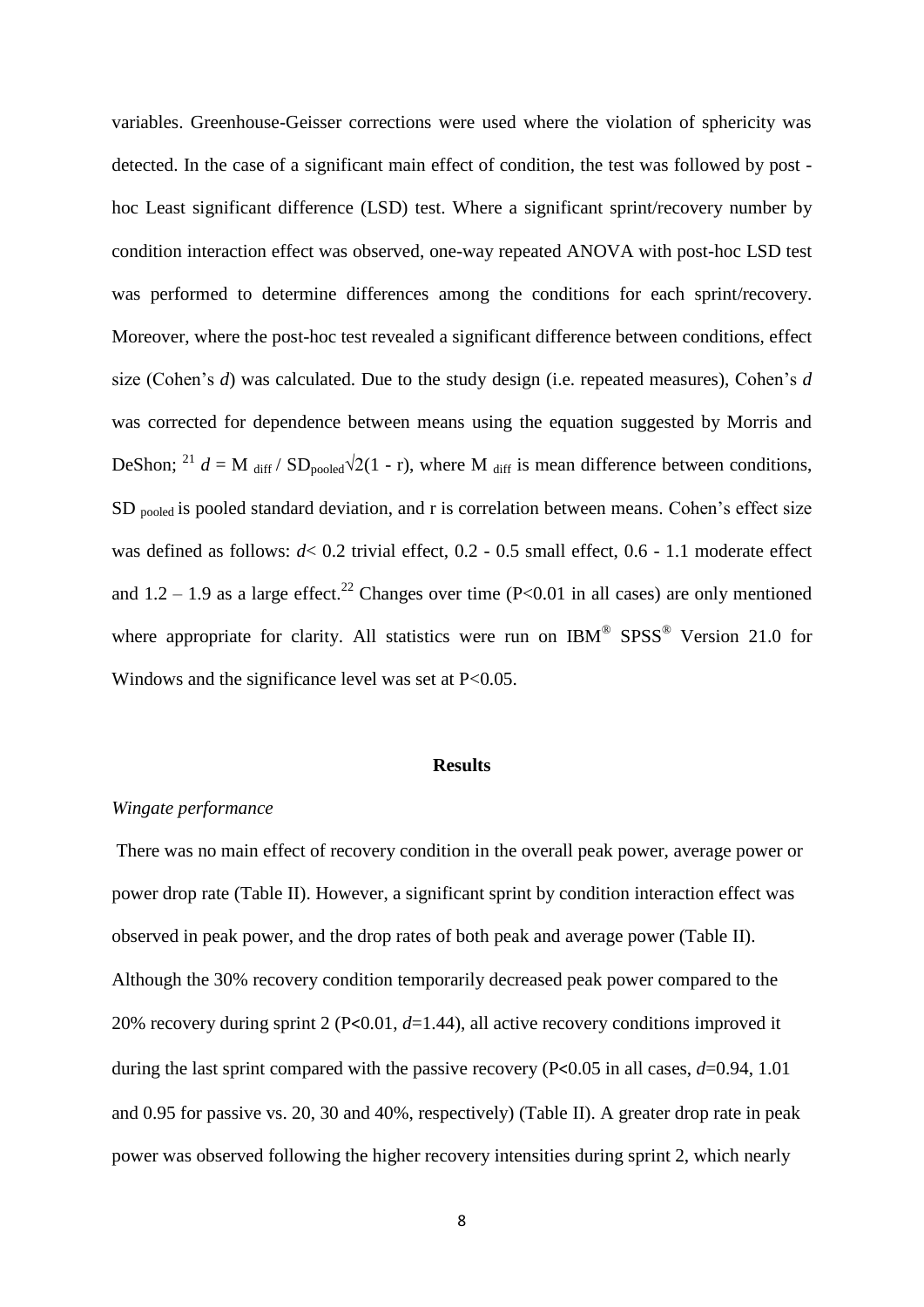variables. Greenhouse-Geisser corrections were used where the violation of sphericity was detected. In the case of a significant main effect of condition, the test was followed by post - hoc Least significant difference (LSD) test. Where a significant sprint/recovery number by condition interaction effect was observed, one-way repeated ANOVA with post-hoc LSD test was performed to determine differences among the conditions for each sprint/recovery. Moreover, where the post-hoc test revealed a significant difference between conditions, effect size (Cohen's *d*) was calculated. Due to the study design (i.e. repeated measures), Cohen's *d* was corrected for dependence between means using the equation suggested by Morris and DeShon; [21] $d = M_{diff} / SD_{pooled}\sqrt{2(1 - r)}$, where $M_{diff}$ is mean difference between conditions, $SD_{pooled}$ is pooled standard deviation, and r is correlation between means. Cohen's effect size was defined as follows: $d < 0.2$ trivial effect, 0.2 - 0.5 small effect, 0.6 - 1.1 moderate effect and 1.2 – 1.9 as a large effect.[22] Changes over time ($P<0.01$ in all cases) are only mentioned where appropriate for clarity. All statistics were run on IBM® SPSS® Version 21.0 for Windows and the significance level was set at $P<0.05$.

## Results

### *Wingate performance*

There was no main effect of recovery condition in the overall peak power, average power or power drop rate (Table II). However, a significant sprint by condition interaction effect was observed in peak power, and the drop rates of both peak and average power (Table II). Although the 30% recovery condition temporarily decreased peak power compared to the 20% recovery during sprint 2 ($P<0.01$, $d=1.44$), all active recovery conditions improved it during the last sprint compared with the passive recovery ($P<0.05$ in all cases, $d=0.94$, 1.01 and 0.95 for passive vs. 20, 30 and 40%, respectively) (Table II). A greater drop rate in peak power was observed following the higher recovery intensities during sprint 2, which nearly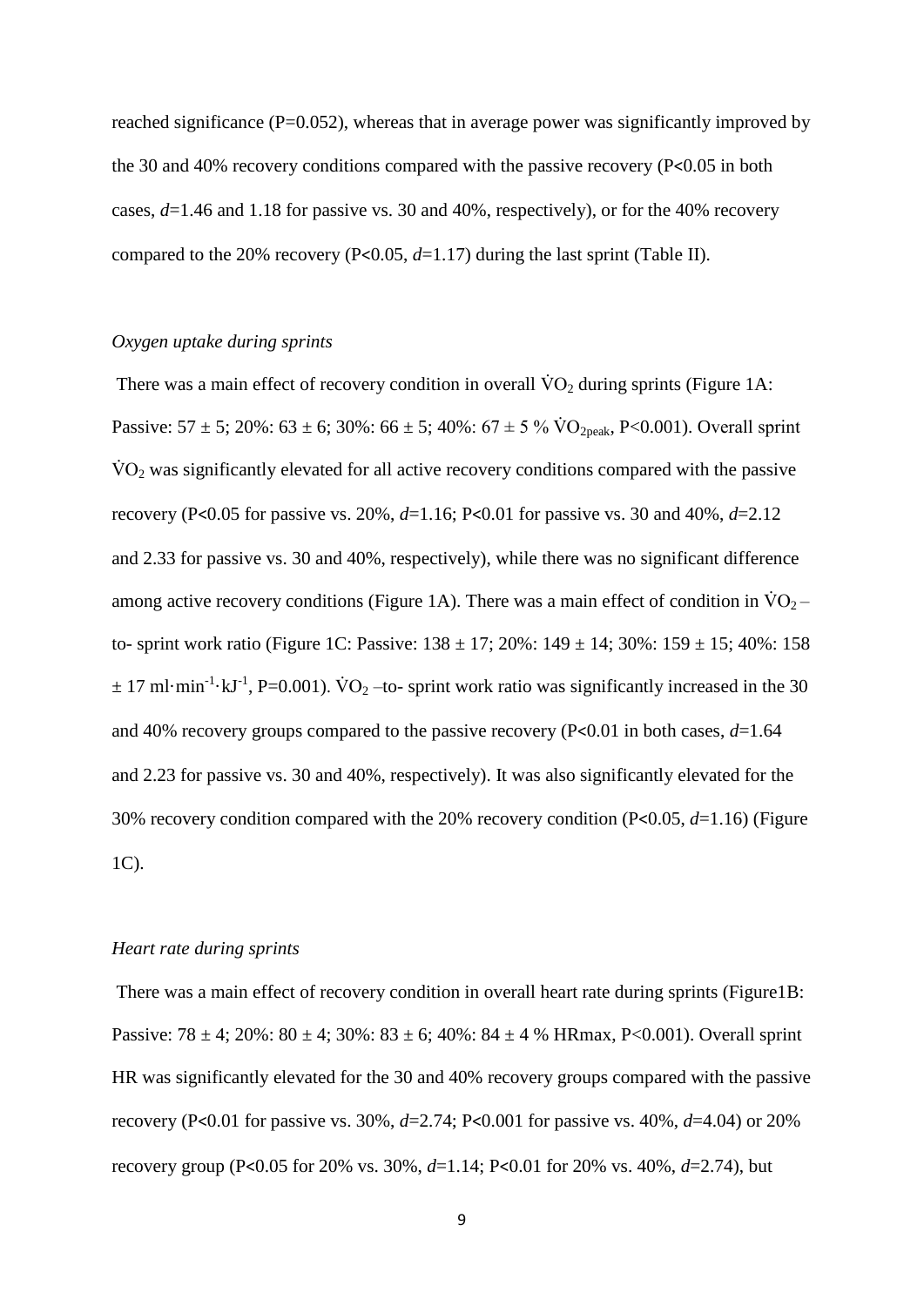reached significance ($P=0.052$), whereas that in average power was significantly improved by the 30 and 40% recovery conditions compared with the passive recovery ($P<0.05$ in both cases, $d=1.46$ and 1.18 for passive vs. 30 and 40%, respectively), or for the 40% recovery compared to the 20% recovery ($P<0.05$, $d=1.17$) during the last sprint (Table II).

### *Oxygen uptake during sprints*

There was a main effect of recovery condition in overall $\dot{V}O_2$ during sprints (Figure 1A: Passive: $57 \pm 5$; 20%: $63 \pm 6$; 30%: $66 \pm 5$; 40%: $67 \pm 5$ % $\dot{V}O_{2peak}$, $P<0.001$). Overall sprint $\dot{V}O_2$ was significantly elevated for all active recovery conditions compared with the passive recovery ($P<0.05$ for passive vs. 20%, $d=1.16$; $P<0.01$ for passive vs. 30 and 40%, $d=2.12$ and 2.33 for passive vs. 30 and 40%, respectively), while there was no significant difference among active recovery conditions (Figure 1A). There was a main effect of condition in $\dot{V}O_2$ –to- sprint work ratio (Figure 1C: Passive: $138 \pm 17$; 20%: $149 \pm 14$; 30%: $159 \pm 15$; 40%: $158 \pm 17$ $ml \cdot min^{-1} \cdot kJ^{-1}$, $P=0.001$). $\dot{V}O_2$ –to- sprint work ratio was significantly increased in the 30 and 40% recovery groups compared to the passive recovery ($P<0.01$ in both cases, $d=1.64$ and 2.23 for passive vs. 30 and 40%, respectively). It was also significantly elevated for the 30% recovery condition compared with the 20% recovery condition ($P<0.05$, $d=1.16$) (Figure 1C).

### *Heart rate during sprints*

There was a main effect of recovery condition in overall heart rate during sprints (Figure1B: Passive: $78 \pm 4$; 20%: $80 \pm 4$; 30%: $83 \pm 6$; 40%: $84 \pm 4$ % HRmax, $P<0.001$). Overall sprint HR was significantly elevated for the 30 and 40% recovery groups compared with the passive recovery ($P<0.01$ for passive vs. 30%, $d=2.74$; $P<0.001$ for passive vs. 40%, $d=4.04$) or 20% recovery group ($P<0.05$ for 20% vs. 30%, $d=1.14$; $P<0.01$ for 20% vs. 40%, $d=2.74$), but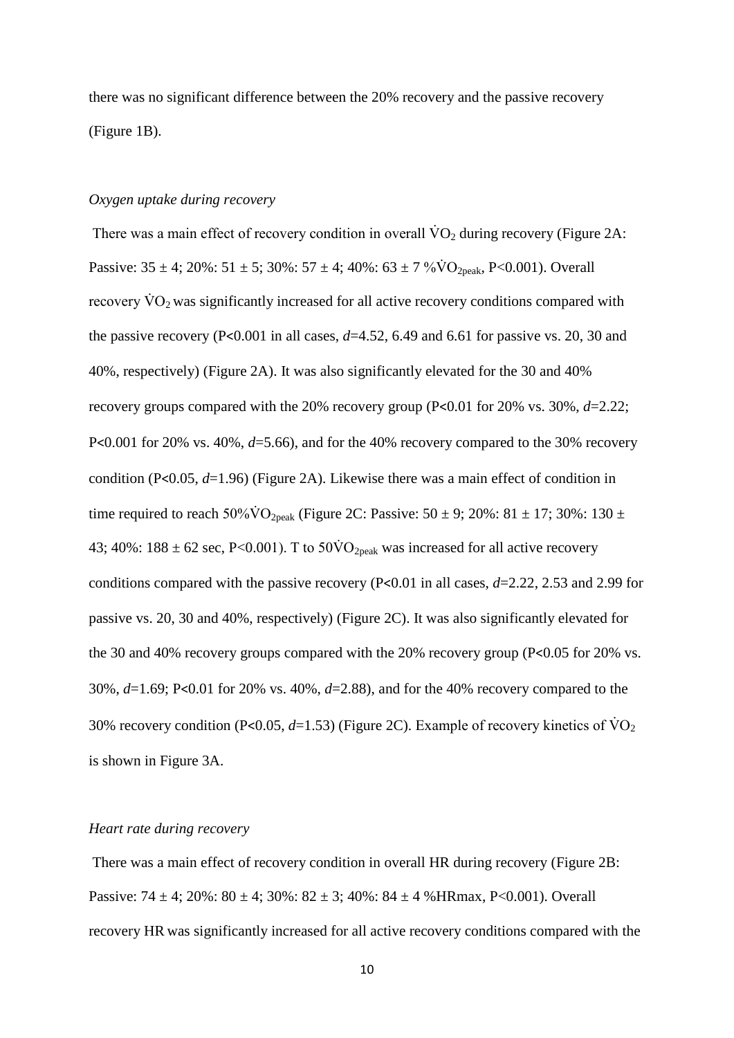there was no significant difference between the 20% recovery and the passive recovery (Figure 1B).

*Oxygen uptake during recovery*

There was a main effect of recovery condition in overall $\dot{V}O_2$ during recovery (Figure 2A: Passive: 35 ± 4; 20%: 51 ± 5; 30%: 57 ± 4; 40%: 63 ± 7 %$\dot{V}O_{2peak}$, P<0.001). Overall recovery $\dot{V}O_2$ was significantly increased for all active recovery conditions compared with the passive recovery (P<0.001 in all cases, $d$=4.52, 6.49 and 6.61 for passive vs. 20, 30 and 40%, respectively) (Figure 2A). It was also significantly elevated for the 30 and 40% recovery groups compared with the 20% recovery group (P<0.01 for 20% vs. 30%, $d$=2.22; P<0.001 for 20% vs. 40%, $d$=5.66), and for the 40% recovery compared to the 30% recovery condition (P<0.05, $d$=1.96) (Figure 2A). Likewise there was a main effect of condition in time required to reach 50%$\dot{V}O_{2peak}$ (Figure 2C: Passive: 50 ± 9; 20%: 81 ± 17; 30%: 130 ± 43; 40%: 188 ± 62 sec, P<0.001). T to 50$\dot{V}O_{2peak}$ was increased for all active recovery conditions compared with the passive recovery (P<0.01 in all cases, $d$=2.22, 2.53 and 2.99 for passive vs. 20, 30 and 40%, respectively) (Figure 2C). It was also significantly elevated for the 30 and 40% recovery groups compared with the 20% recovery group (P<0.05 for 20% vs. 30%, $d$=1.69; P<0.01 for 20% vs. 40%, $d$=2.88), and for the 40% recovery compared to the 30% recovery condition (P<0.05, $d$=1.53) (Figure 2C). Example of recovery kinetics of $\dot{V}O_2$ is shown in Figure 3A.

*Heart rate during recovery*

There was a main effect of recovery condition in overall HR during recovery (Figure 2B: Passive: 74 ± 4; 20%: 80 ± 4; 30%: 82 ± 3; 40%: 84 ± 4 %HRmax, P<0.001). Overall recovery HR was significantly increased for all active recovery conditions compared with the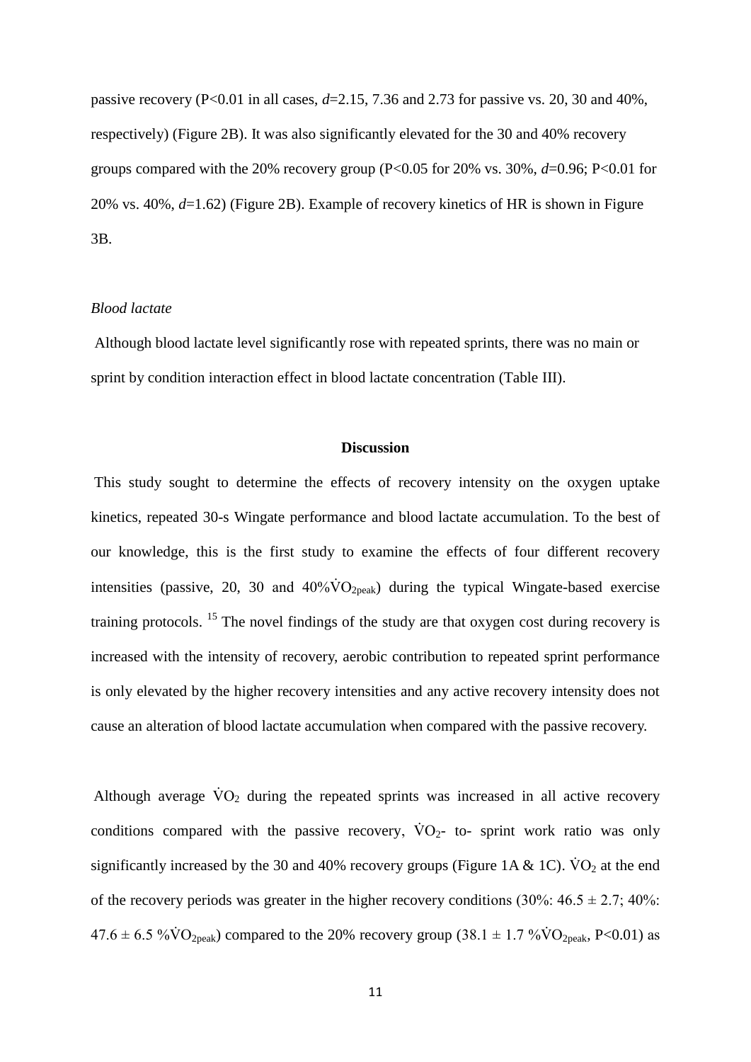passive recovery (P<0.01 in all cases, *d*=2.15, 7.36 and 2.73 for passive vs. 20, 30 and 40%, respectively) (Figure 2B). It was also significantly elevated for the 30 and 40% recovery groups compared with the 20% recovery group (P<0.05 for 20% vs. 30%, *d*=0.96; P<0.01 for 20% vs. 40%, *d*=1.62) (Figure 2B). Example of recovery kinetics of HR is shown in Figure 3B.

*Blood lactate*

Although blood lactate level significantly rose with repeated sprints, there was no main or sprint by condition interaction effect in blood lactate concentration (Table III).

## Discussion

This study sought to determine the effects of recovery intensity on the oxygen uptake kinetics, repeated 30-s Wingate performance and blood lactate accumulation. To the best of our knowledge, this is the first study to examine the effects of four different recovery intensities (passive, 20, 30 and 40%$\dot{V}O_{2peak}$) during the typical Wingate-based exercise training protocols. [15] The novel findings of the study are that oxygen cost during recovery is increased with the intensity of recovery, aerobic contribution to repeated sprint performance is only elevated by the higher recovery intensities and any active recovery intensity does not cause an alteration of blood lactate accumulation when compared with the passive recovery.

Although average $\dot{V}O_2$ during the repeated sprints was increased in all active recovery conditions compared with the passive recovery, $\dot{V}O_2$- to- sprint work ratio was only significantly increased by the 30 and 40% recovery groups (Figure 1A & 1C). $\dot{V}O_2$ at the end of the recovery periods was greater in the higher recovery conditions (30%: 46.5 ± 2.7; 40%: 47.6 ± 6.5 %$\dot{V}O_{2peak}$) compared to the 20% recovery group (38.1 ± 1.7 %$\dot{V}O_{2peak}$, P<0.01) as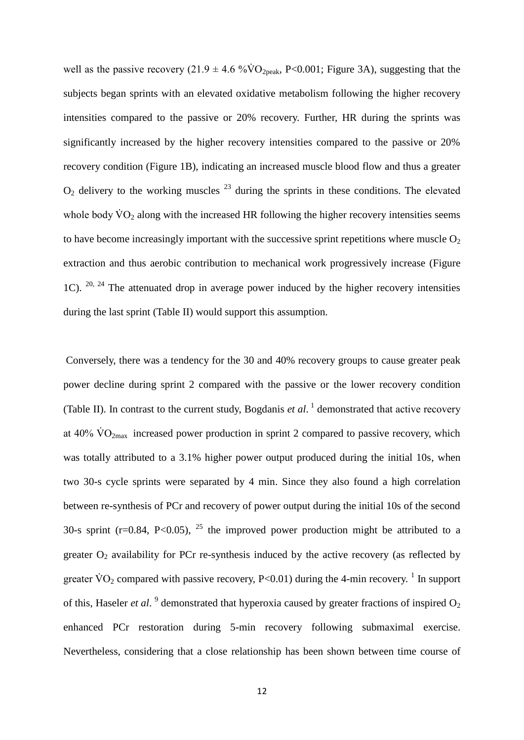well as the passive recovery (21.9 ± 4.6 %$\dot{V}O_{2peak}$, $P<0.001$; Figure 3A), suggesting that the subjects began sprints with an elevated oxidative metabolism following the higher recovery intensities compared to the passive or 20% recovery. Further, HR during the sprints was significantly increased by the higher recovery intensities compared to the passive or 20% recovery condition (Figure 1B), indicating an increased muscle blood flow and thus a greater $O_2$ delivery to the working muscles [23] during the sprints in these conditions. The elevated whole body $\dot{V}O_2$ along with the increased HR following the higher recovery intensities seems to have become increasingly important with the successive sprint repetitions where muscle $O_2$ extraction and thus aerobic contribution to mechanical work progressively increase (Figure 1C). [20, 24] The attenuated drop in average power induced by the higher recovery intensities during the last sprint (Table II) would support this assumption.

Conversely, there was a tendency for the 30 and 40% recovery groups to cause greater peak power decline during sprint 2 compared with the passive or the lower recovery condition (Table II). In contrast to the current study, Bogdanis *et al*. [1] demonstrated that active recovery at 40% $\dot{V}O_{2max}$ increased power production in sprint 2 compared to passive recovery, which was totally attributed to a 3.1% higher power output produced during the initial 10s, when two 30-s cycle sprints were separated by 4 min. Since they also found a high correlation between re-synthesis of PCr and recovery of power output during the initial 10s of the second 30-s sprint ($r=0.84$, $P<0.05$), [25] the improved power production might be attributed to a greater $O_2$ availability for PCr re-synthesis induced by the active recovery (as reflected by greater $\dot{V}O_2$ compared with passive recovery, $P<0.01$) during the 4-min recovery. [1] In support of this, Haseler *et al*. [9] demonstrated that hyperoxia caused by greater fractions of inspired $O_2$ enhanced PCr restoration during 5-min recovery following submaximal exercise. Nevertheless, considering that a close relationship has been shown between time course of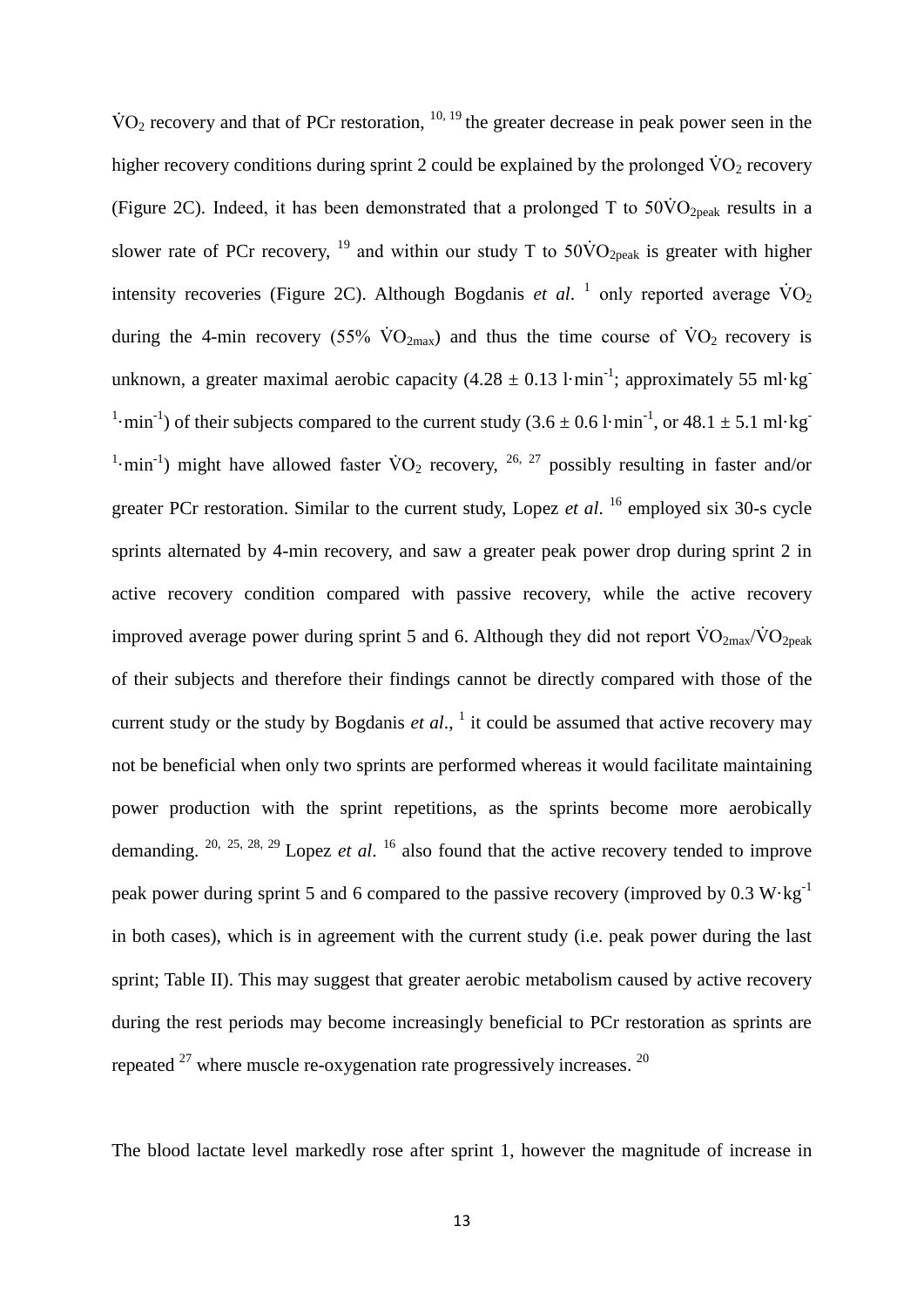$\dot{V}O_2$ recovery and that of PCr restoration, [10, 19] the greater decrease in peak power seen in the higher recovery conditions during sprint 2 could be explained by the prolonged $\dot{V}O_2$ recovery (Figure 2C). Indeed, it has been demonstrated that a prolonged T to $50\dot{V}O_{2peak}$ results in a slower rate of PCr recovery, [19] and within our study T to $50\dot{V}O_{2peak}$ is greater with higher intensity recoveries (Figure 2C). Although Bogdanis *et al*. [1] only reported average $\dot{V}O_2$ during the 4-min recovery (55% $\dot{V}O_{2max}$) and thus the time course of $\dot{V}O_2$ recovery is unknown, a greater maximal aerobic capacity ($4.28 \pm 0.13$ l·min$^{-1}$; approximately 55 ml·kg$^{-1}$·min$^{-1}$) of their subjects compared to the current study ($3.6 \pm 0.6$ l·min$^{-1}$, or $48.1 \pm 5.1$ ml·kg$^{-1}$·min$^{-1}$) might have allowed faster $\dot{V}O_2$ recovery, [26, 27] possibly resulting in faster and/or greater PCr restoration. Similar to the current study, Lopez *et al*. [16] employed six 30-s cycle sprints alternated by 4-min recovery, and saw a greater peak power drop during sprint 2 in active recovery condition compared with passive recovery, while the active recovery improved average power during sprint 5 and 6. Although they did not report $\dot{V}O_{2max}/\dot{V}O_{2peak}$ of their subjects and therefore their findings cannot be directly compared with those of the current study or the study by Bogdanis *et al*., [1] it could be assumed that active recovery may not be beneficial when only two sprints are performed whereas it would facilitate maintaining power production with the sprint repetitions, as the sprints become more aerobically demanding. [20, 25, 28, 29] Lopez *et al*. [16] also found that the active recovery tended to improve peak power during sprint 5 and 6 compared to the passive recovery (improved by 0.3 W·kg$^{-1}$ in both cases), which is in agreement with the current study (i.e. peak power during the last sprint; Table II). This may suggest that greater aerobic metabolism caused by active recovery during the rest periods may become increasingly beneficial to PCr restoration as sprints are repeated [27] where muscle re-oxygenation rate progressively increases. [20]

The blood lactate level markedly rose after sprint 1, however the magnitude of increase in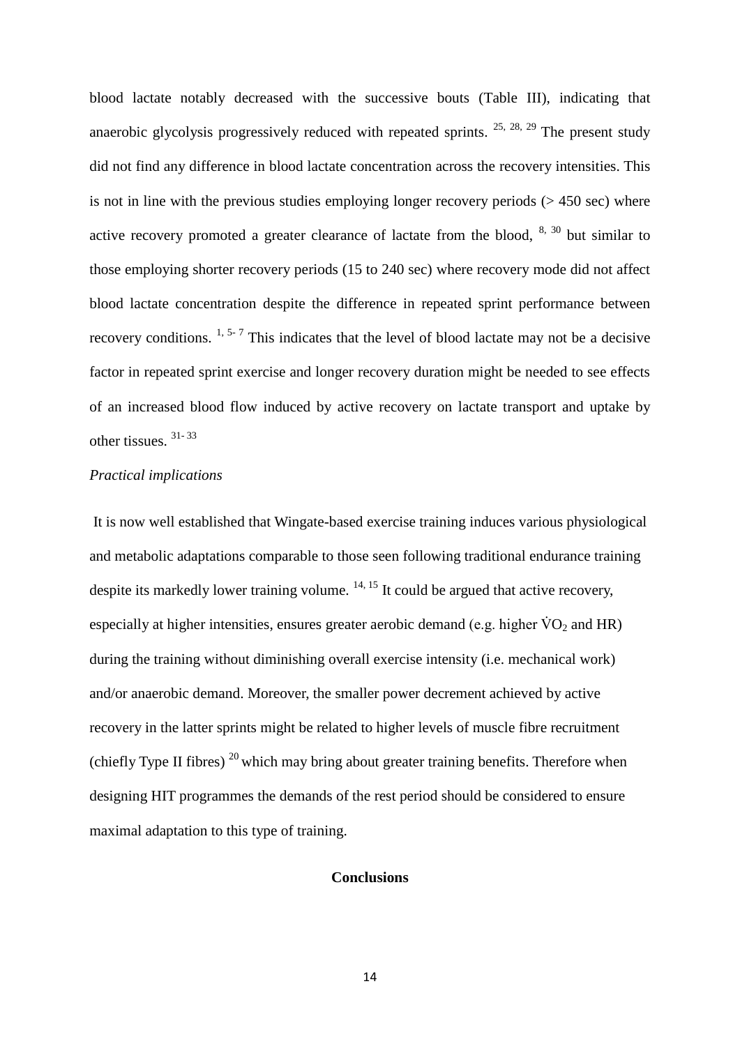blood lactate notably decreased with the successive bouts (Table III), indicating that anaerobic glycolysis progressively reduced with repeated sprints. [25, 28, 29] The present study did not find any difference in blood lactate concentration across the recovery intensities. This is not in line with the previous studies employing longer recovery periods (> 450 sec) where active recovery promoted a greater clearance of lactate from the blood, [8, 30] but similar to those employing shorter recovery periods (15 to 240 sec) where recovery mode did not affect blood lactate concentration despite the difference in repeated sprint performance between recovery conditions. [1, 5-7] This indicates that the level of blood lactate may not be a decisive factor in repeated sprint exercise and longer recovery duration might be needed to see effects of an increased blood flow induced by active recovery on lactate transport and uptake by other tissues. [31-33]

*Practical implications*

It is now well established that Wingate-based exercise training induces various physiological and metabolic adaptations comparable to those seen following traditional endurance training despite its markedly lower training volume. [14, 15] It could be argued that active recovery, especially at higher intensities, ensures greater aerobic demand (e.g. higher $\dot{V}O_2$ and HR) during the training without diminishing overall exercise intensity (i.e. mechanical work) and/or anaerobic demand. Moreover, the smaller power decrement achieved by active recovery in the latter sprints might be related to higher levels of muscle fibre recruitment (chiefly Type II fibres) [20] which may bring about greater training benefits. Therefore when designing HIT programmes the demands of the rest period should be considered to ensure maximal adaptation to this type of training.

## Conclusions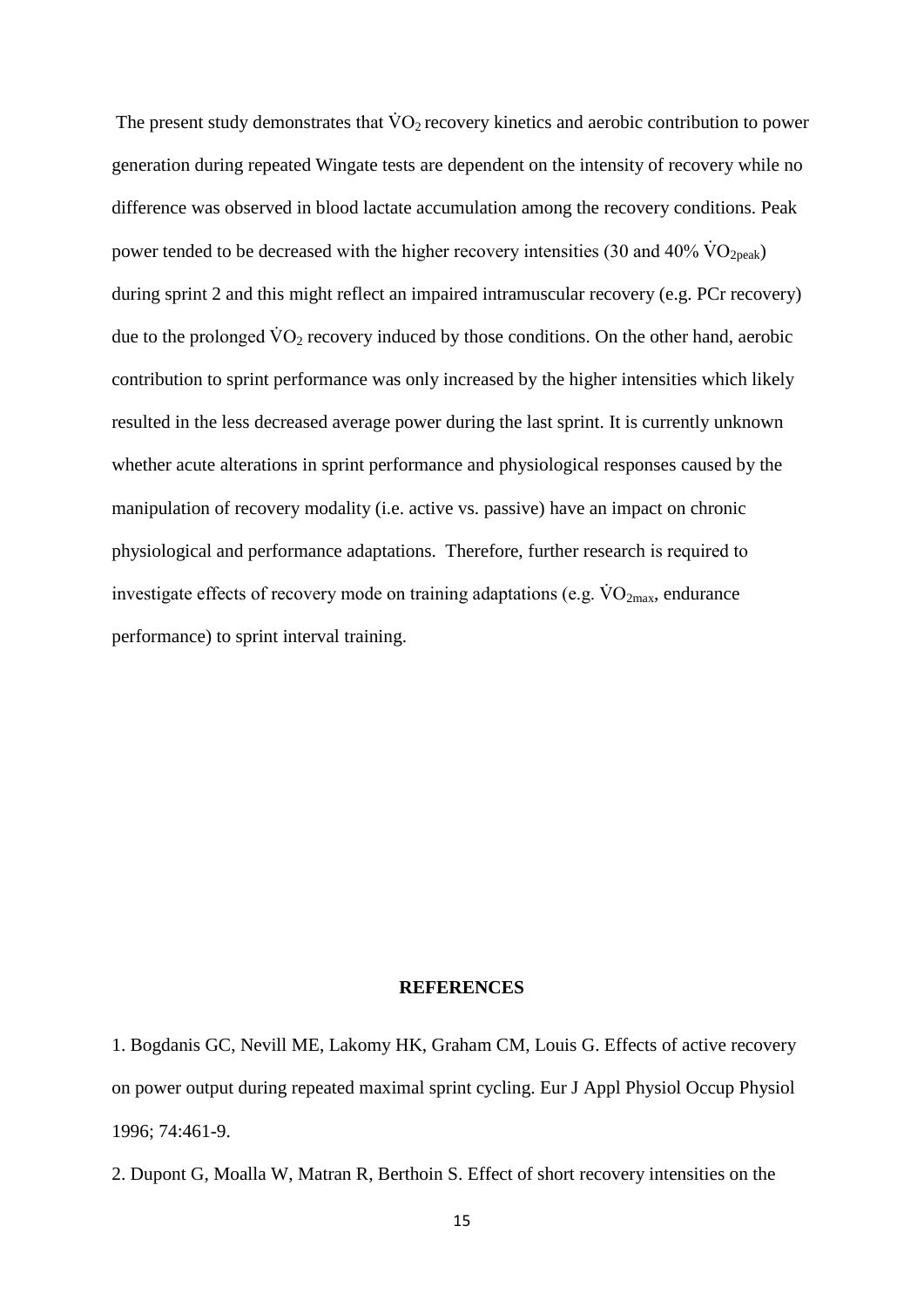The present study demonstrates that $\dot{V}O_2$ recovery kinetics and aerobic contribution to power generation during repeated Wingate tests are dependent on the intensity of recovery while no difference was observed in blood lactate accumulation among the recovery conditions. Peak power tended to be decreased with the higher recovery intensities (30 and 40% $\dot{V}O_{2peak}$) during sprint 2 and this might reflect an impaired intramuscular recovery (e.g. PCr recovery) due to the prolonged $\dot{V}O_2$ recovery induced by those conditions. On the other hand, aerobic contribution to sprint performance was only increased by the higher intensities which likely resulted in the less decreased average power during the last sprint. It is currently unknown whether acute alterations in sprint performance and physiological responses caused by the manipulation of recovery modality (i.e. active vs. passive) have an impact on chronic physiological and performance adaptations. Therefore, further research is required to investigate effects of recovery mode on training adaptations (e.g. $\dot{V}O_{2max}$, endurance performance) to sprint interval training.

## REFERENCES

1. Bogdanis GC, Nevill ME, Lakomy HK, Graham CM, Louis G. Effects of active recovery on power output during repeated maximal sprint cycling. Eur J Appl Physiol Occup Physiol 1996; 74:461-9.

2. Dupont G, Moalla W, Matran R, Berthoin S. Effect of short recovery intensities on the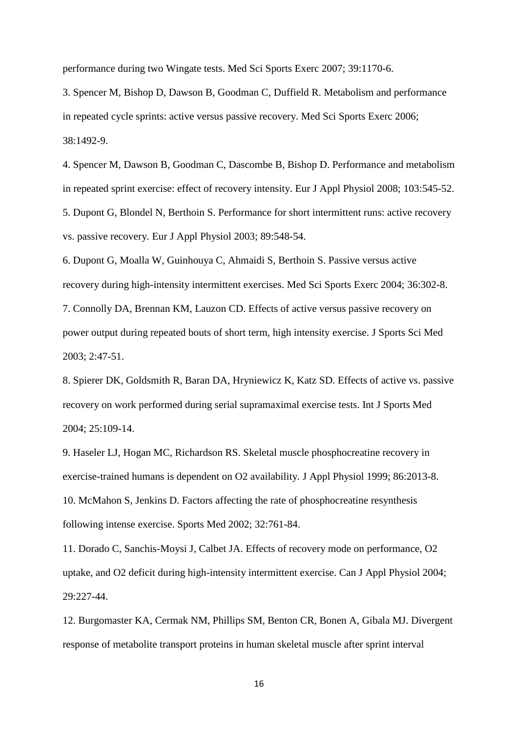performance during two Wingate tests. Med Sci Sports Exerc 2007; 39:1170-6.

3. Spencer M, Bishop D, Dawson B, Goodman C, Duffield R. Metabolism and performance in repeated cycle sprints: active versus passive recovery. Med Sci Sports Exerc 2006; 38:1492-9.

4. Spencer M, Dawson B, Goodman C, Dascombe B, Bishop D. Performance and metabolism in repeated sprint exercise: effect of recovery intensity. Eur J Appl Physiol 2008; 103:545-52.

5. Dupont G, Blondel N, Berthoin S. Performance for short intermittent runs: active recovery vs. passive recovery. Eur J Appl Physiol 2003; 89:548-54.

6. Dupont G, Moalla W, Guinhouya C, Ahmaidi S, Berthoin S. Passive versus active recovery during high-intensity intermittent exercises. Med Sci Sports Exerc 2004; 36:302-8.

7. Connolly DA, Brennan KM, Lauzon CD. Effects of active versus passive recovery on power output during repeated bouts of short term, high intensity exercise. J Sports Sci Med 2003; 2:47-51.

8. Spierer DK, Goldsmith R, Baran DA, Hryniewicz K, Katz SD. Effects of active vs. passive recovery on work performed during serial supramaximal exercise tests. Int J Sports Med 2004; 25:109-14.

9. Haseler LJ, Hogan MC, Richardson RS. Skeletal muscle phosphocreatine recovery in exercise-trained humans is dependent on O2 availability. J Appl Physiol 1999; 86:2013-8.

10. McMahon S, Jenkins D. Factors affecting the rate of phosphocreatine resynthesis following intense exercise. Sports Med 2002; 32:761-84.

11. Dorado C, Sanchis-Moysi J, Calbet JA. Effects of recovery mode on performance, O2 uptake, and O2 deficit during high-intensity intermittent exercise. Can J Appl Physiol 2004; 29:227-44.

12. Burgomaster KA, Cermak NM, Phillips SM, Benton CR, Bonen A, Gibala MJ. Divergent response of metabolite transport proteins in human skeletal muscle after sprint interval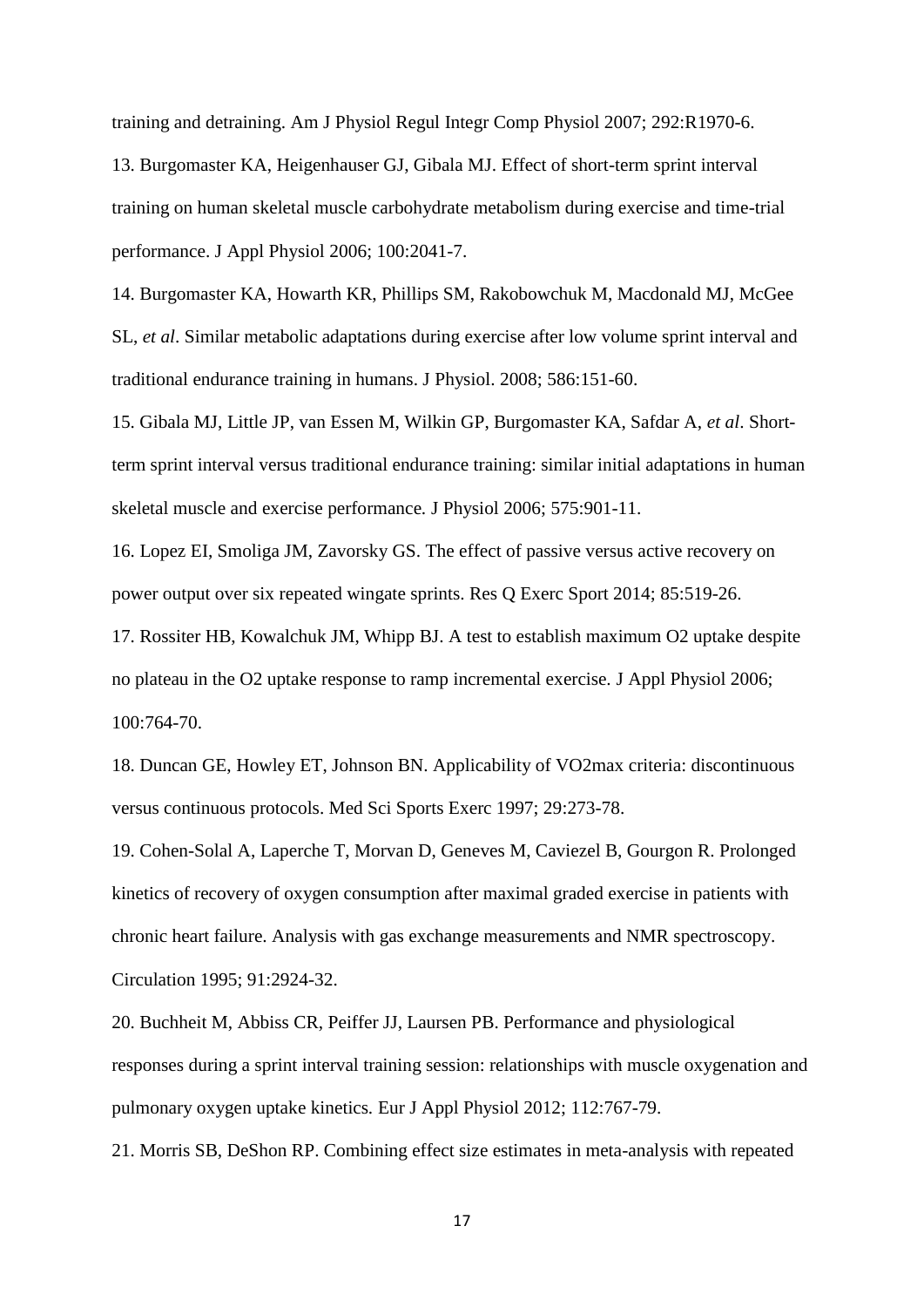training and detraining. Am J Physiol Regul Integr Comp Physiol 2007; 292:R1970-6.

13. Burgomaster KA, Heigenhauser GJ, Gibala MJ. Effect of short-term sprint interval training on human skeletal muscle carbohydrate metabolism during exercise and time-trial performance. J Appl Physiol 2006; 100:2041-7.

14. Burgomaster KA, Howarth KR, Phillips SM, Rakobowchuk M, Macdonald MJ, McGee SL, *et al*. Similar metabolic adaptations during exercise after low volume sprint interval and traditional endurance training in humans. J Physiol. 2008; 586:151-60.

15. Gibala MJ, Little JP, van Essen M, Wilkin GP, Burgomaster KA, Safdar A, *et al*. Short-term sprint interval versus traditional endurance training: similar initial adaptations in human skeletal muscle and exercise performance. J Physiol 2006; 575:901-11.

16. Lopez EI, Smoliga JM, Zavorsky GS. The effect of passive versus active recovery on power output over six repeated wingate sprints. Res Q Exerc Sport 2014; 85:519-26.

17. Rossiter HB, Kowalchuk JM, Whipp BJ. A test to establish maximum O2 uptake despite no plateau in the O2 uptake response to ramp incremental exercise. J Appl Physiol 2006; 100:764-70.

18. Duncan GE, Howley ET, Johnson BN. Applicability of VO2max criteria: discontinuous versus continuous protocols. Med Sci Sports Exerc 1997; 29:273-78.

19. Cohen-Solal A, Laperche T, Morvan D, Geneves M, Caviezel B, Gourgon R. Prolonged kinetics of recovery of oxygen consumption after maximal graded exercise in patients with chronic heart failure. Analysis with gas exchange measurements and NMR spectroscopy. Circulation 1995; 91:2924-32.

20. Buchheit M, Abbiss CR, Peiffer JJ, Laursen PB. Performance and physiological responses during a sprint interval training session: relationships with muscle oxygenation and pulmonary oxygen uptake kinetics. Eur J Appl Physiol 2012; 112:767-79.

21. Morris SB, DeShon RP. Combining effect size estimates in meta-analysis with repeated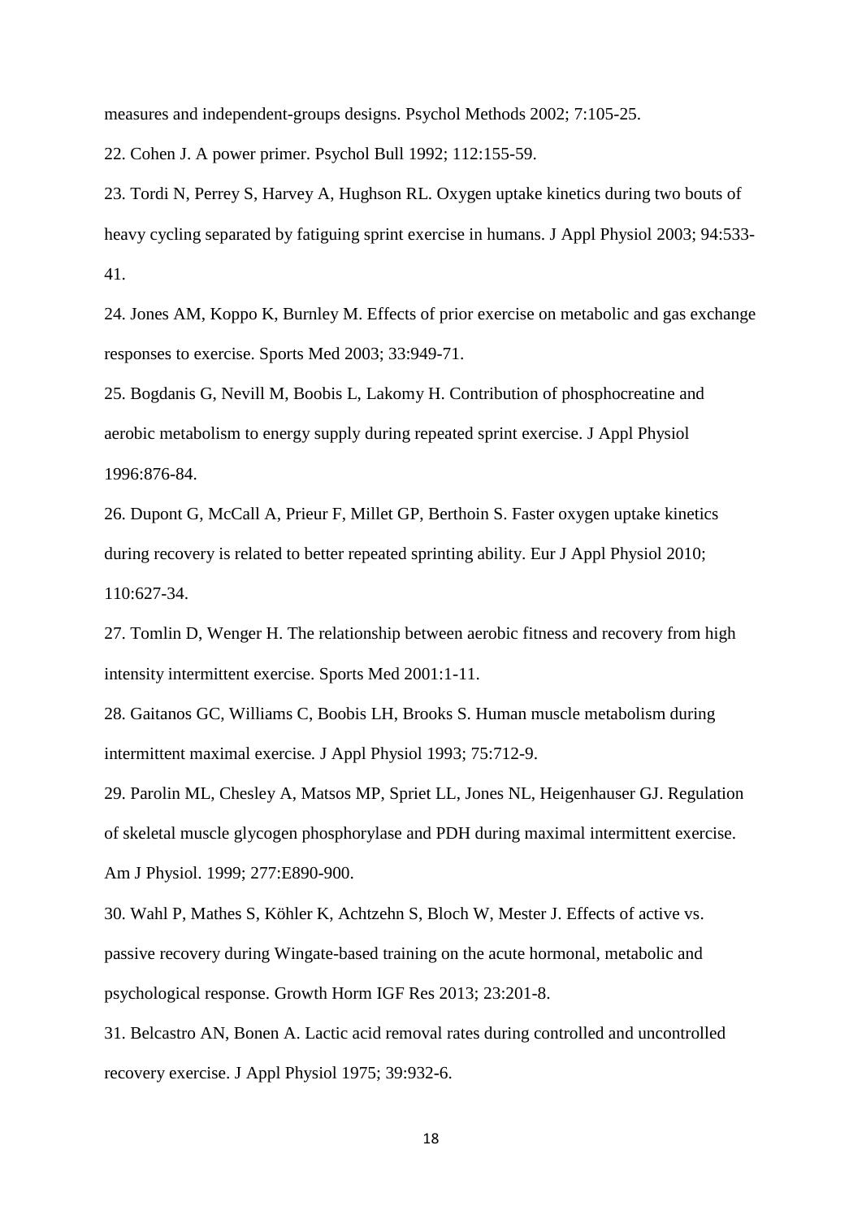measures and independent-groups designs. Psychol Methods 2002; 7:105-25.

22. Cohen J. A power primer. Psychol Bull 1992; 112:155-59.

23. Tordi N, Perrey S, Harvey A, Hughson RL. Oxygen uptake kinetics during two bouts of heavy cycling separated by fatiguing sprint exercise in humans. J Appl Physiol 2003; 94:533-41.

24. Jones AM, Koppo K, Burnley M. Effects of prior exercise on metabolic and gas exchange responses to exercise. Sports Med 2003; 33:949-71.

25. Bogdanis G, Nevill M, Boobis L, Lakomy H. Contribution of phosphocreatine and aerobic metabolism to energy supply during repeated sprint exercise. J Appl Physiol 1996:876-84.

26. Dupont G, McCall A, Prieur F, Millet GP, Berthoin S. Faster oxygen uptake kinetics during recovery is related to better repeated sprinting ability. Eur J Appl Physiol 2010; 110:627-34.

27. Tomlin D, Wenger H. The relationship between aerobic fitness and recovery from high intensity intermittent exercise. Sports Med 2001:1-11.

28. Gaitanos GC, Williams C, Boobis LH, Brooks S. Human muscle metabolism during intermittent maximal exercise. J Appl Physiol 1993; 75:712-9.

29. Parolin ML, Chesley A, Matsos MP, Spriet LL, Jones NL, Heigenhauser GJ. Regulation of skeletal muscle glycogen phosphorylase and PDH during maximal intermittent exercise. Am J Physiol. 1999; 277:E890-900.

30. Wahl P, Mathes S, Köhler K, Achtzehn S, Bloch W, Mester J. Effects of active vs. passive recovery during Wingate-based training on the acute hormonal, metabolic and psychological response. Growth Horm IGF Res 2013; 23:201-8.

31. Belcastro AN, Bonen A. Lactic acid removal rates during controlled and uncontrolled recovery exercise. J Appl Physiol 1975; 39:932-6.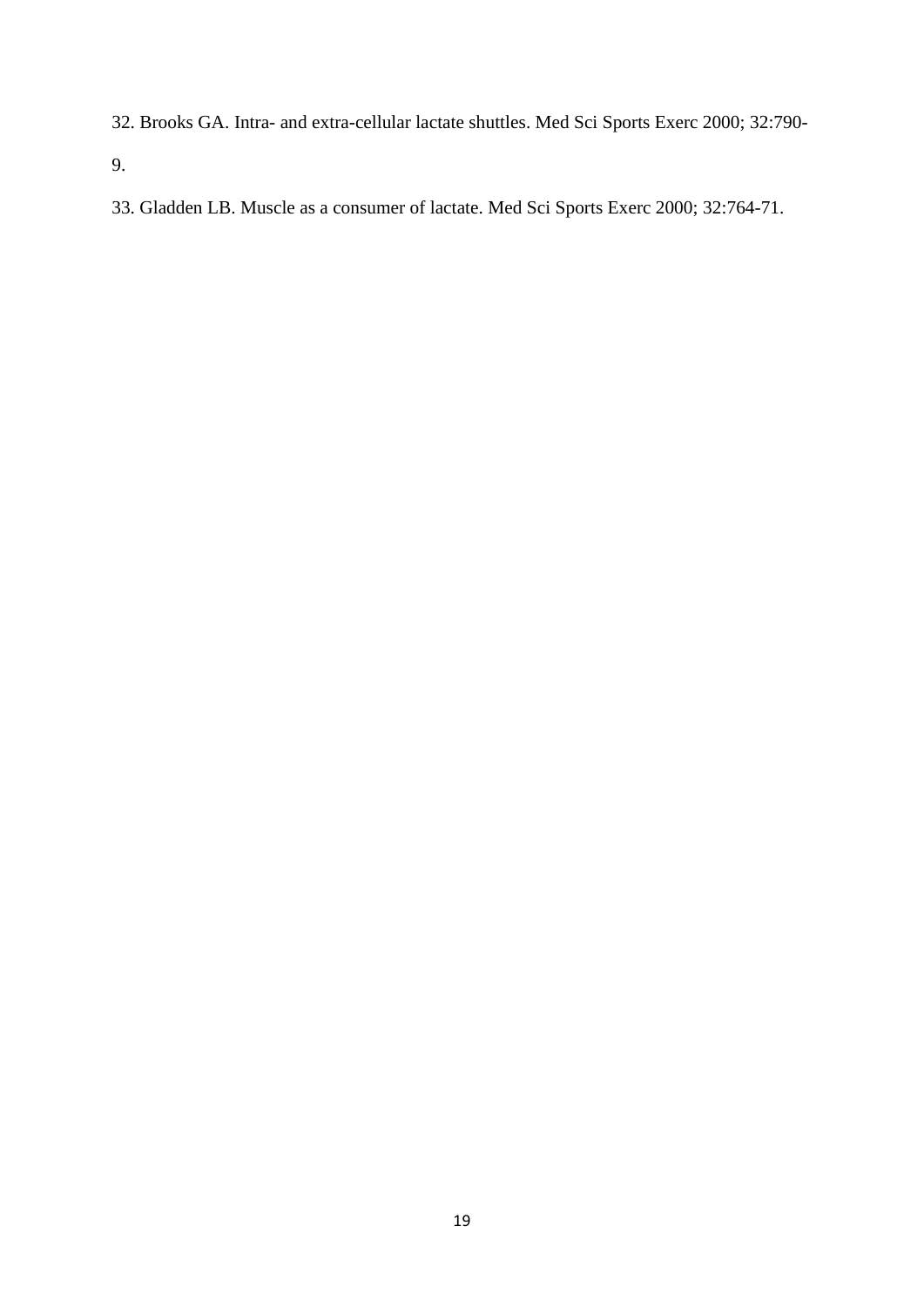32. Brooks GA. Intra- and extra-cellular lactate shuttles. Med Sci Sports Exerc 2000; 32:790-9.

33. Gladden LB. Muscle as a consumer of lactate. Med Sci Sports Exerc 2000; 32:764-71.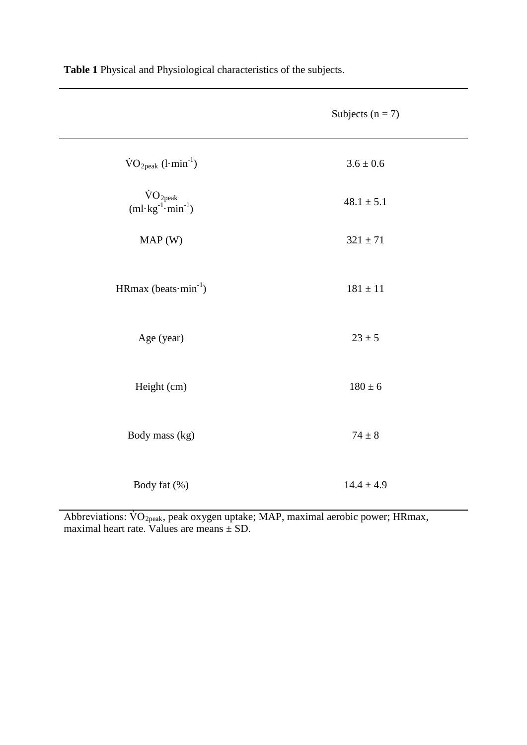**Table 1** Physical and Physiological characteristics of the subjects.

| | Subjects (n = 7) |
|---|---|
| $\dot{V}O_{2peak}$ ($l \cdot min^{-1}$) | 3.6 ± 0.6 |
| $\dot{V}O_{2peak}$ ($ml \cdot kg^{-1} \cdot min^{-1}$) | 48.1 ± 5.1 |
| MAP (W) | 321 ± 71 |
| HRmax ($beats \cdot min^{-1}$) | 181 ± 11 |
| Age (year) | 23 ± 5 |
| Height (cm) | 180 ± 6 |
| Body mass (kg) | 74 ± 8 |
| Body fat (%) | 14.4 ± 4.9 |

Abbreviations: $\dot{V}O_{2peak}$, peak oxygen uptake; MAP, maximal aerobic power; HRmax, maximal heart rate. Values are means ± SD.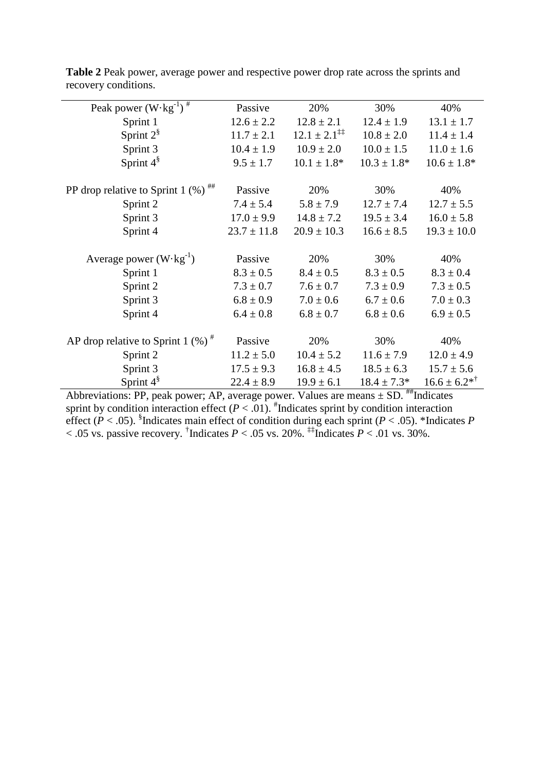**Table 2** Peak power, average power and respective power drop rate across the sprints and recovery conditions.

| Peak power ($W \cdot kg^{-1}$) [#] | Passive | 20% | 30% | 40% |
|---|---|---|---|---|
| Sprint 1 | 12.6 ± 2.2 | 12.8 ± 2.1 | 12.4 ± 1.9 | 13.1 ± 1.7 |
| Sprint 2[§] | 11.7 ± 2.1 | 12.1 ± 2.1[‡‡] | 10.8 ± 2.0 | 11.4 ± 1.4 |
| Sprint 3 | 10.4 ± 1.9 | 10.9 ± 2.0 | 10.0 ± 1.5 | 11.0 ± 1.6 |
| Sprint 4[§] | 9.5 ± 1.7 | 10.1 ± 1.8* | 10.3 ± 1.8* | 10.6 ± 1.8* |
| **PP drop relative to Sprint 1 (%)** [##] | **Passive** | **20%** | **30%** | **40%** |
| Sprint 2 | 7.4 ± 5.4 | 5.8 ± 7.9 | 12.7 ± 7.4 | 12.7 ± 5.5 |
| Sprint 3 | 17.0 ± 9.9 | 14.8 ± 7.2 | 19.5 ± 3.4 | 16.0 ± 5.8 |
| Sprint 4 | 23.7 ± 11.8 | 20.9 ± 10.3 | 16.6 ± 8.5 | 19.3 ± 10.0 |
| **Average power ($W \cdot kg^{-1}$)** | **Passive** | **20%** | **30%** | **40%** |
| Sprint 1 | 8.3 ± 0.5 | 8.4 ± 0.5 | 8.3 ± 0.5 | 8.3 ± 0.4 |
| Sprint 2 | 7.3 ± 0.7 | 7.6 ± 0.7 | 7.3 ± 0.9 | 7.3 ± 0.5 |
| Sprint 3 | 6.8 ± 0.9 | 7.0 ± 0.6 | 6.7 ± 0.6 | 7.0 ± 0.3 |
| Sprint 4 | 6.4 ± 0.8 | 6.8 ± 0.7 | 6.8 ± 0.6 | 6.9 ± 0.5 |
| **AP drop relative to Sprint 1 (%)** [#] | **Passive** | **20%** | **30%** | **40%** |
| Sprint 2 | 11.2 ± 5.0 | 10.4 ± 5.2 | 11.6 ± 7.9 | 12.0 ± 4.9 |
| Sprint 3 | 17.5 ± 9.3 | 16.8 ± 4.5 | 18.5 ± 6.3 | 15.7 ± 5.6 |
| Sprint 4[§] | 22.4 ± 8.9 | 19.9 ± 6.1 | 18.4 ± 7.3* | 16.6 ± 6.2*[†] |

Abbreviations: PP, peak power; AP, average power. Values are means ± SD. [##]Indicates sprint by condition interaction effect ($P < .01$). [#]Indicates sprint by condition interaction effect ($P < .05$). [§]Indicates main effect of condition during each sprint ($P < .05$). *Indicates $P < .05$ vs. passive recovery. [†]Indicates $P < .05$ vs. 20%. [‡‡]Indicates $P < .01$ vs. 30%.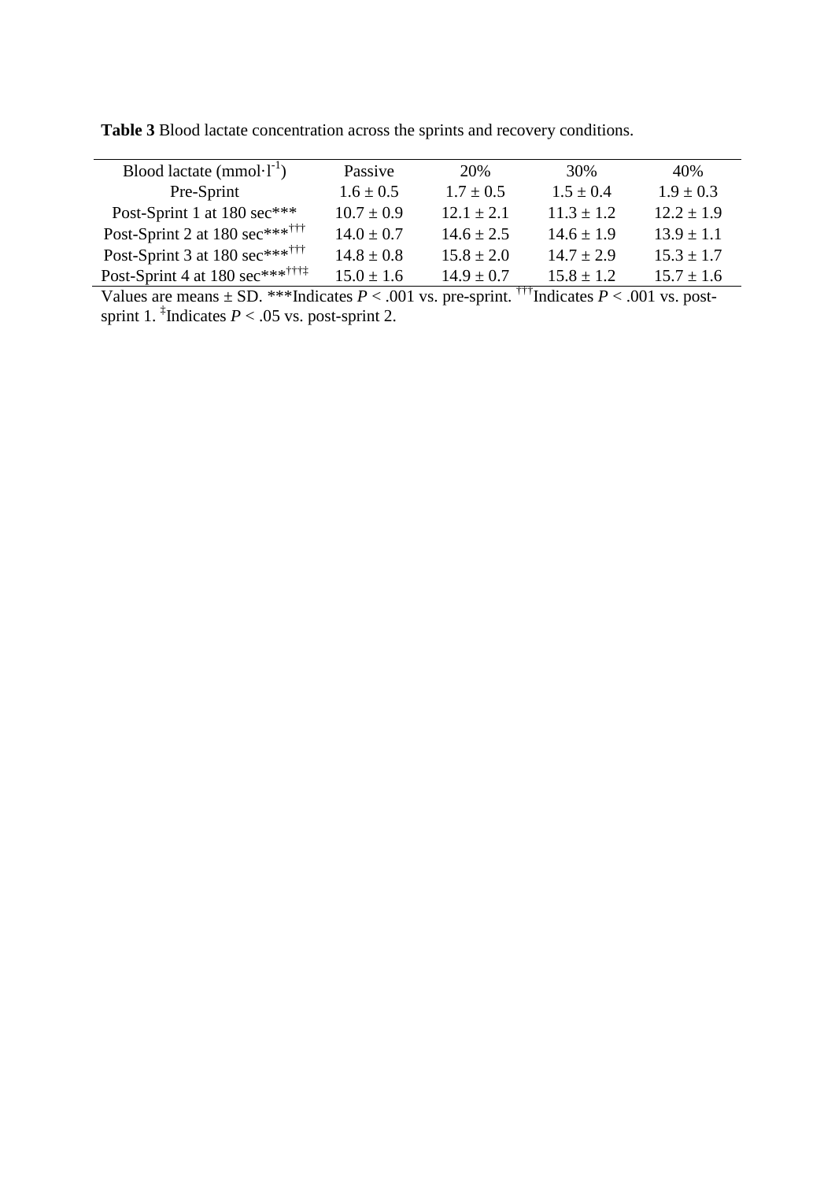**Table 3** Blood lactate concentration across the sprints and recovery conditions.

| Blood lactate ($mmol \cdot l^{-1}$) | Passive | 20% | 30% | 40% |
|---|---|---|---|---|
| Pre-Sprint | 1.6 ± 0.5 | 1.7 ± 0.5 | 1.5 ± 0.4 | 1.9 ± 0.3 |
| Post-Sprint 1 at 180 sec*** | 10.7 ± 0.9 | 12.1 ± 2.1 | 11.3 ± 1.2 | 12.2 ± 1.9 |
| Post-Sprint 2 at 180 sec***††† | 14.0 ± 0.7 | 14.6 ± 2.5 | 14.6 ± 1.9 | 13.9 ± 1.1 |
| Post-Sprint 3 at 180 sec***††† | 14.8 ± 0.8 | 15.8 ± 2.0 | 14.7 ± 2.9 | 15.3 ± 1.7 |
| Post-Sprint 4 at 180 sec***†††‡ | 15.0 ± 1.6 | 14.9 ± 0.7 | 15.8 ± 1.2 | 15.7 ± 1.6 |

Values are means ± SD. ***Indicates $P < .001$ vs. pre-sprint. †††Indicates $P < .001$ vs. post-sprint 1. ‡Indicates $P < .05$ vs. post-sprint 2.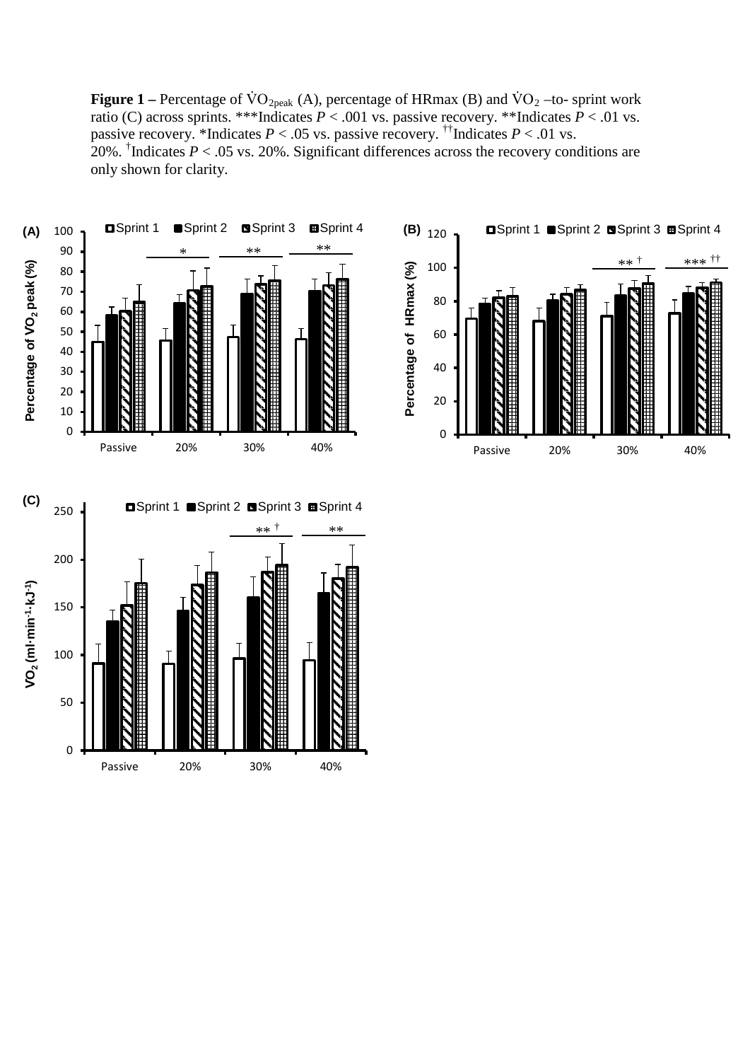**Figure 1 –** Percentage of $\dot{V}O_{2peak}$ (A), percentage of HRmax (B) and $\dot{V}O_2$ –to- sprint work ratio (C) across sprints. ***Indicates $P < .001$ vs. passive recovery. **Indicates $P < .01$ vs. passive recovery. *Indicates $P < .05$ vs. passive recovery. ††Indicates $P < .01$ vs. 20%. †Indicates $P < .05$ vs. 20%. Significant differences across the recovery conditions are only shown for clarity.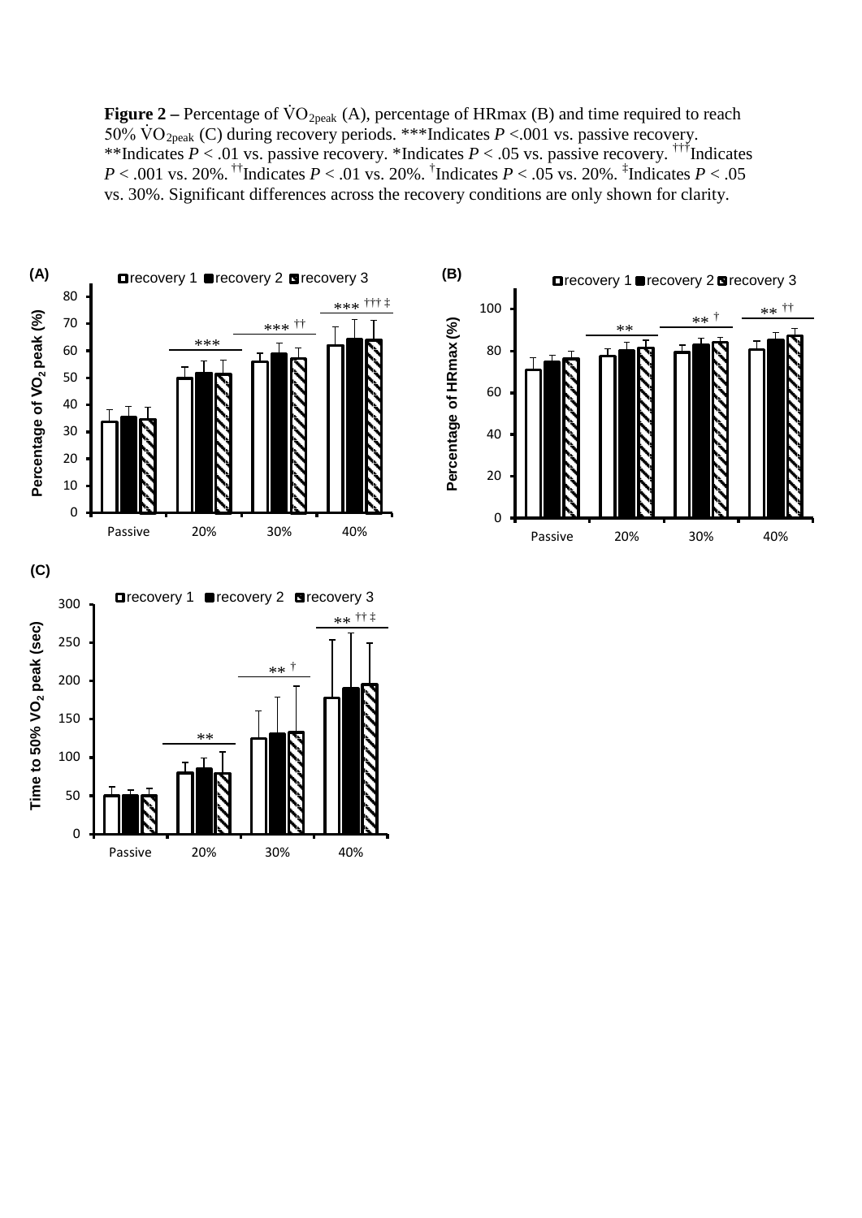**Figure 2 –** Percentage of $\dot{V}O_{2peak}$ (A), percentage of HRmax (B) and time required to reach 50% $\dot{V}O_{2peak}$ (C) during recovery periods. ***Indicates $P$ <.001 vs. passive recovery. **Indicates $P$ < .01 vs. passive recovery. *Indicates $P$ < .05 vs. passive recovery. †††Indicates $P$ < .001 vs. 20%. ††Indicates $P$ < .01 vs. 20%. †Indicates $P$ < .05 vs. 20%. ‡Indicates $P$ < .05 vs. 30%. Significant differences across the recovery conditions are only shown for clarity.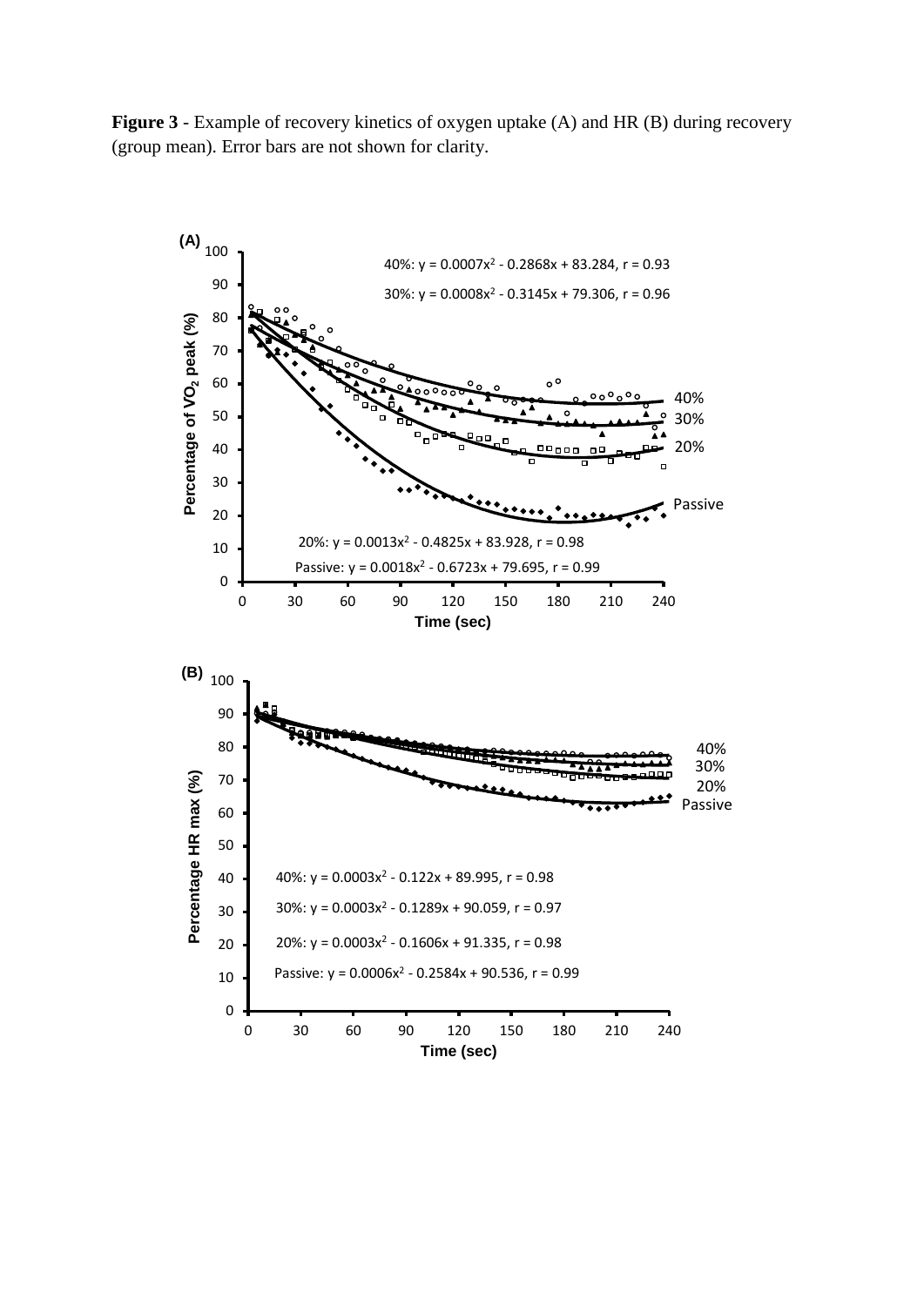**Figure 3** - Example of recovery kinetics of oxygen uptake (A) and HR (B) during recovery (group mean). Error bars are not shown for clarity.

(A)

40%: $y = 0.0007x^2 - 0.2868x + 83.284$, r = 0.93

30%: $y = 0.0008x^2 - 0.3145x + 79.306$, r = 0.96

20%: $y = 0.0013x^2 - 0.4825x + 83.928$, r = 0.98

Passive: $y = 0.0018x^2 - 0.6723x + 79.695$, r = 0.99

Percentage of $VO_2$ peak (%)

Time (sec)

40%
30%
20%
Passive

0 10 20 30 40 50 60 70 80 90 100

0 30 60 90 120 150 180 210 240

(B)

40%: $y = 0.0003x^2 - 0.122x + 89.995$, r = 0.98

30%: $y = 0.0003x^2 - 0.1289x + 90.059$, r = 0.97

20%: $y = 0.0003x^2 - 0.1606x + 91.335$, r = 0.98

Passive: $y = 0.0006x^2 - 0.2584x + 90.536$, r = 0.99

Percentage HR max (%)

Time (sec)

40%
30%
20%
Passive

0 10 20 30 40 50 60 70 80 90 100

0 30 60 90 120 150 180 210 240